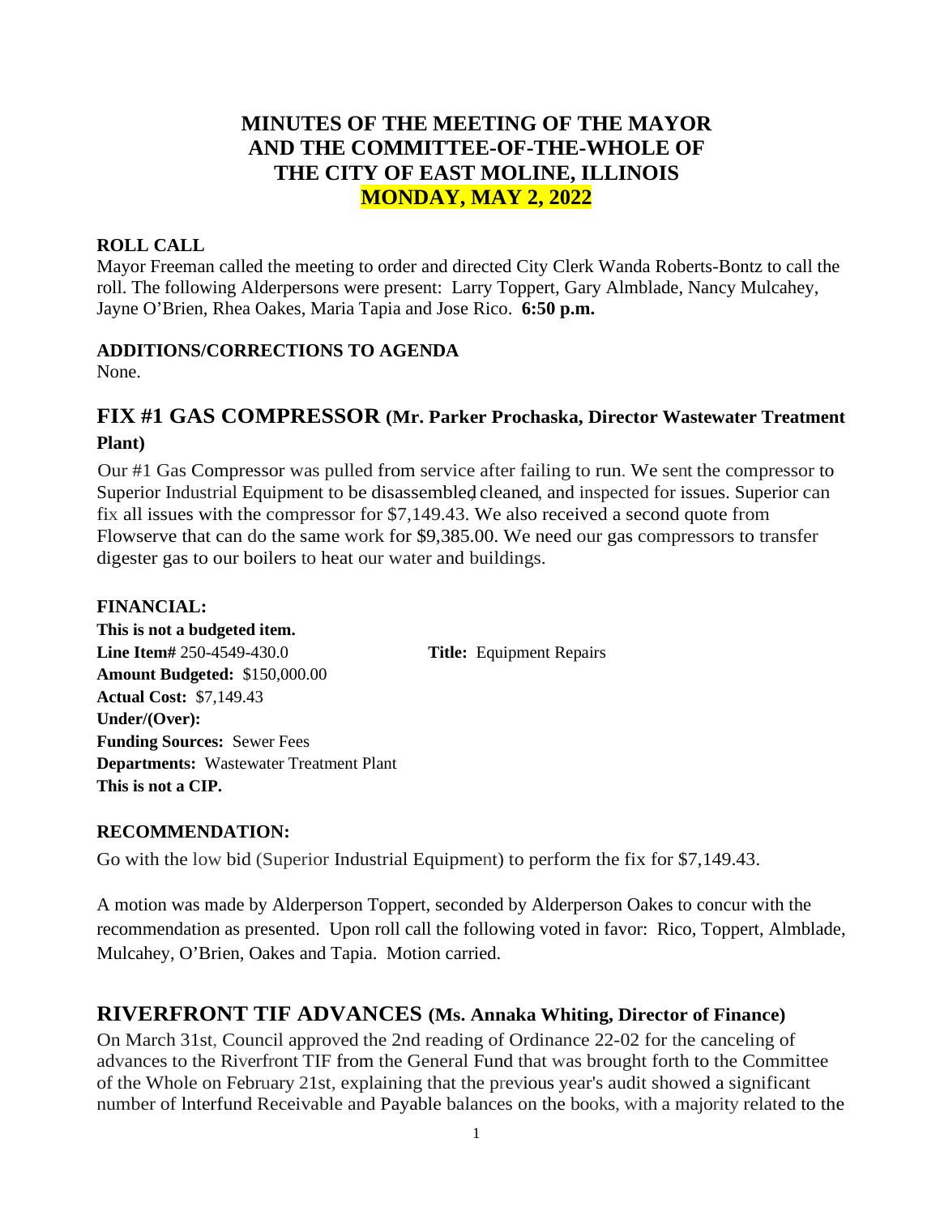# MINUTES OF THE MEETING OF THE MAYOR AND THE COMMITTEE-OF-THE-WHOLE OF THE CITY OF EAST MOLINE, ILLINOIS MONDAY, MAY 2, 2022

**ROLL CALL**

Mayor Freeman called the meeting to order and directed City Clerk Wanda Roberts-Bontz to call the roll. The following Alderpersons were present: Larry Toppert, Gary Almblade, Nancy Mulcahey, Jayne O'Brien, Rhea Oakes, Maria Tapia and Jose Rico. **6:50 p.m.**

**ADDITIONS/CORRECTIONS TO AGENDA**

None.

## FIX #1 GAS COMPRESSOR (Mr. Parker Prochaska, Director Wastewater Treatment Plant)

Our #1 Gas Compressor was pulled from service after failing to run. We sent the compressor to Superior Industrial Equipment to be disassembled, cleaned, and inspected for issues. Superior can fix all issues with the compressor for $7,149.43. We also received a second quote from Flowserve that can do the same work for $9,385.00. We need our gas compressors to transfer digester gas to our boilers to heat our water and buildings.

**FINANCIAL:**

**This is not a budgeted item.**
**Line Item#** 250-4549-430.0 **Title:** Equipment Repairs
**Amount Budgeted:** $150,000.00
**Actual Cost:** $7,149.43
**Under/(Over):**
**Funding Sources:** Sewer Fees
**Departments:** Wastewater Treatment Plant
**This is not a CIP.**

**RECOMMENDATION:**

Go with the low bid (Superior Industrial Equipment) to perform the fix for $7,149.43.

A motion was made by Alderperson Toppert, seconded by Alderperson Oakes to concur with the recommendation as presented. Upon roll call the following voted in favor: Rico, Toppert, Almblade, Mulcahey, O'Brien, Oakes and Tapia. Motion carried.

## RIVERFRONT TIF ADVANCES (Ms. Annaka Whiting, Director of Finance)

On March 31st, Council approved the 2nd reading of Ordinance 22-02 for the canceling of advances to the Riverfront TIF from the General Fund that was brought forth to the Committee of the Whole on February 21st, explaining that the previous year's audit showed a significant number of Interfund Receivable and Payable balances on the books, with a majority related to the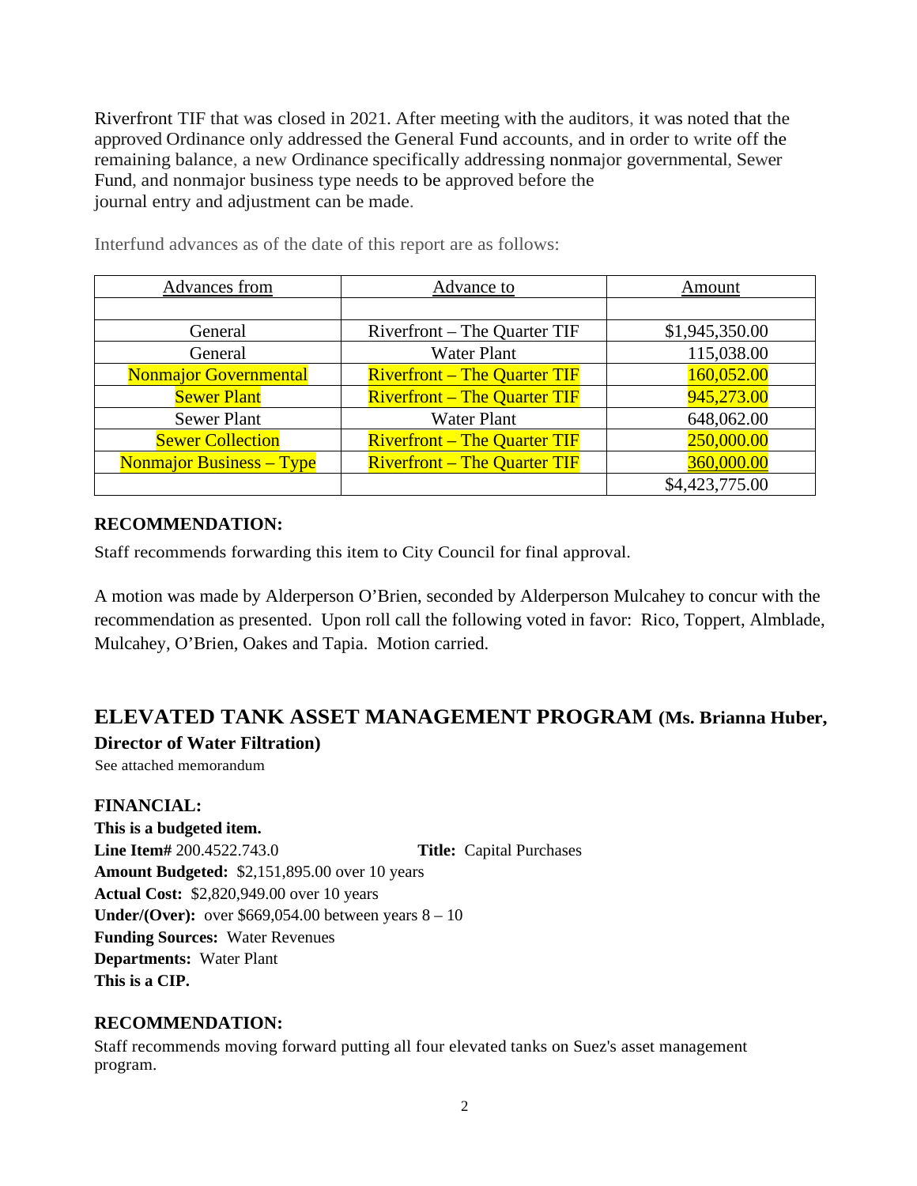Riverfront TIF that was closed in 2021. After meeting with the auditors, it was noted that the approved Ordinance only addressed the General Fund accounts, and in order to write off the remaining balance, a new Ordinance specifically addressing nonmajor governmental, Sewer Fund, and nonmajor business type needs to be approved before the journal entry and adjustment can be made.

Interfund advances as of the date of this report are as follows:

| Advances from | Advance to | Amount |
|---|---|---|
| | | |
| General | Riverfront – The Quarter TIF | $1,945,350.00 |
| General | Water Plant | 115,038.00 |
| Nonmajor Governmental | Riverfront – The Quarter TIF | 160,052.00 |
| Sewer Plant | Riverfront – The Quarter TIF | 945,273.00 |
| Sewer Plant | Water Plant | 648,062.00 |
| Sewer Collection | Riverfront – The Quarter TIF | 250,000.00 |
| Nonmajor Business – Type | Riverfront – The Quarter TIF | 360,000.00 |
| | | $4,423,775.00 |

### RECOMMENDATION:

Staff recommends forwarding this item to City Council for final approval.

A motion was made by Alderperson O'Brien, seconded by Alderperson Mulcahey to concur with the recommendation as presented. Upon roll call the following voted in favor: Rico, Toppert, Almblade, Mulcahey, O'Brien, Oakes and Tapia. Motion carried.

## ELEVATED TANK ASSET MANAGEMENT PROGRAM (Ms. Brianna Huber, Director of Water Filtration)

See attached memorandum

### FINANCIAL:

**This is a budgeted item.**
**Line Item#** 200.4522.743.0 **Title:** Capital Purchases
**Amount Budgeted:** $2,151,895.00 over 10 years
**Actual Cost:** $2,820,949.00 over 10 years
**Under/(Over):** over $669,054.00 between years 8 – 10
**Funding Sources:** Water Revenues
**Departments:** Water Plant
**This is a CIP.**

### RECOMMENDATION:

Staff recommends moving forward putting all four elevated tanks on Suez's asset management program.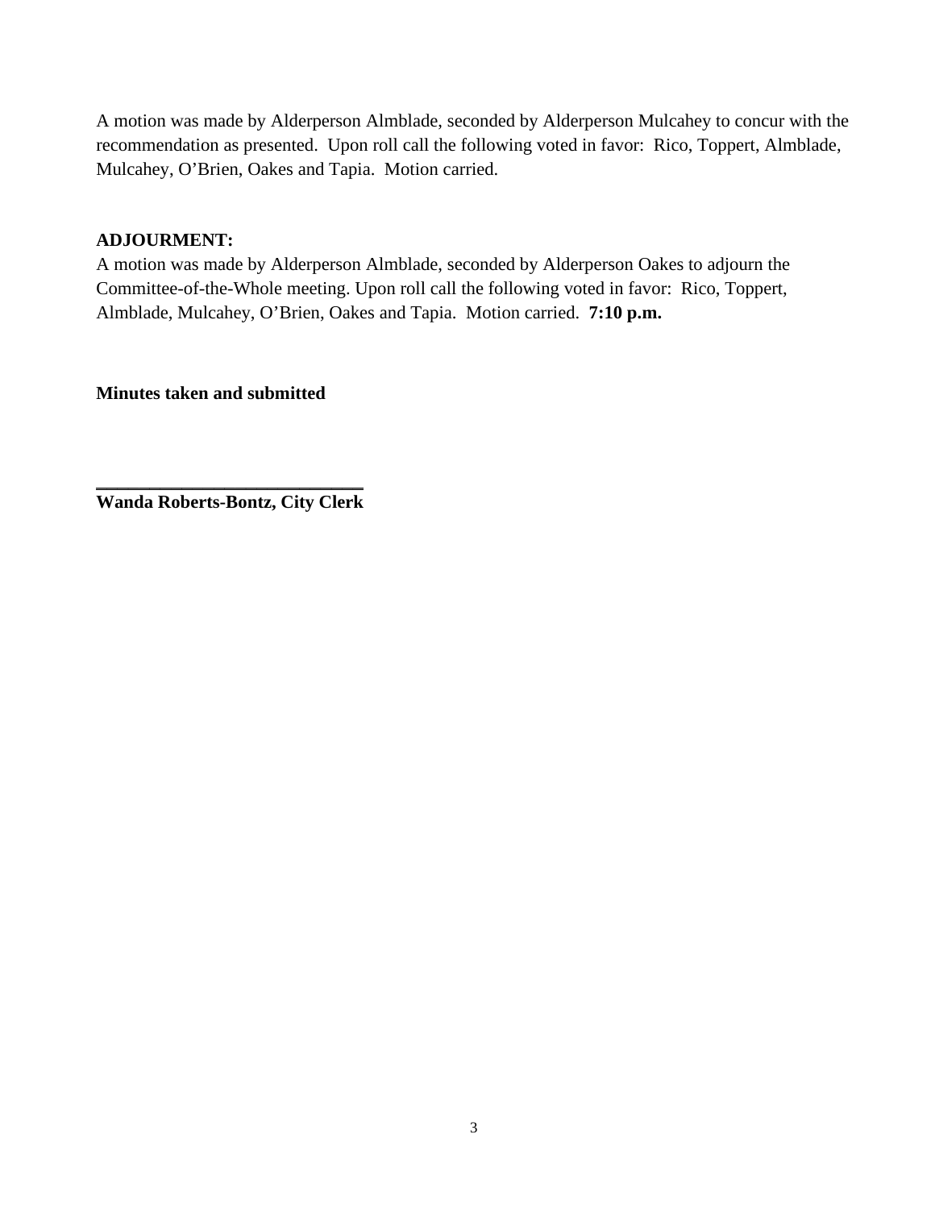A motion was made by Alderperson Almblade, seconded by Alderperson Mulcahey to concur with the recommendation as presented. Upon roll call the following voted in favor: Rico, Toppert, Almblade, Mulcahey, O'Brien, Oakes and Tapia. Motion carried.

**ADJOURMENT:**

A motion was made by Alderperson Almblade, seconded by Alderperson Oakes to adjourn the Committee-of-the-Whole meeting. Upon roll call the following voted in favor: Rico, Toppert, Almblade, Mulcahey, O'Brien, Oakes and Tapia. Motion carried. **7:10 p.m.**

**Minutes taken and submitted**

______________________________

**Wanda Roberts-Bontz, City Clerk**